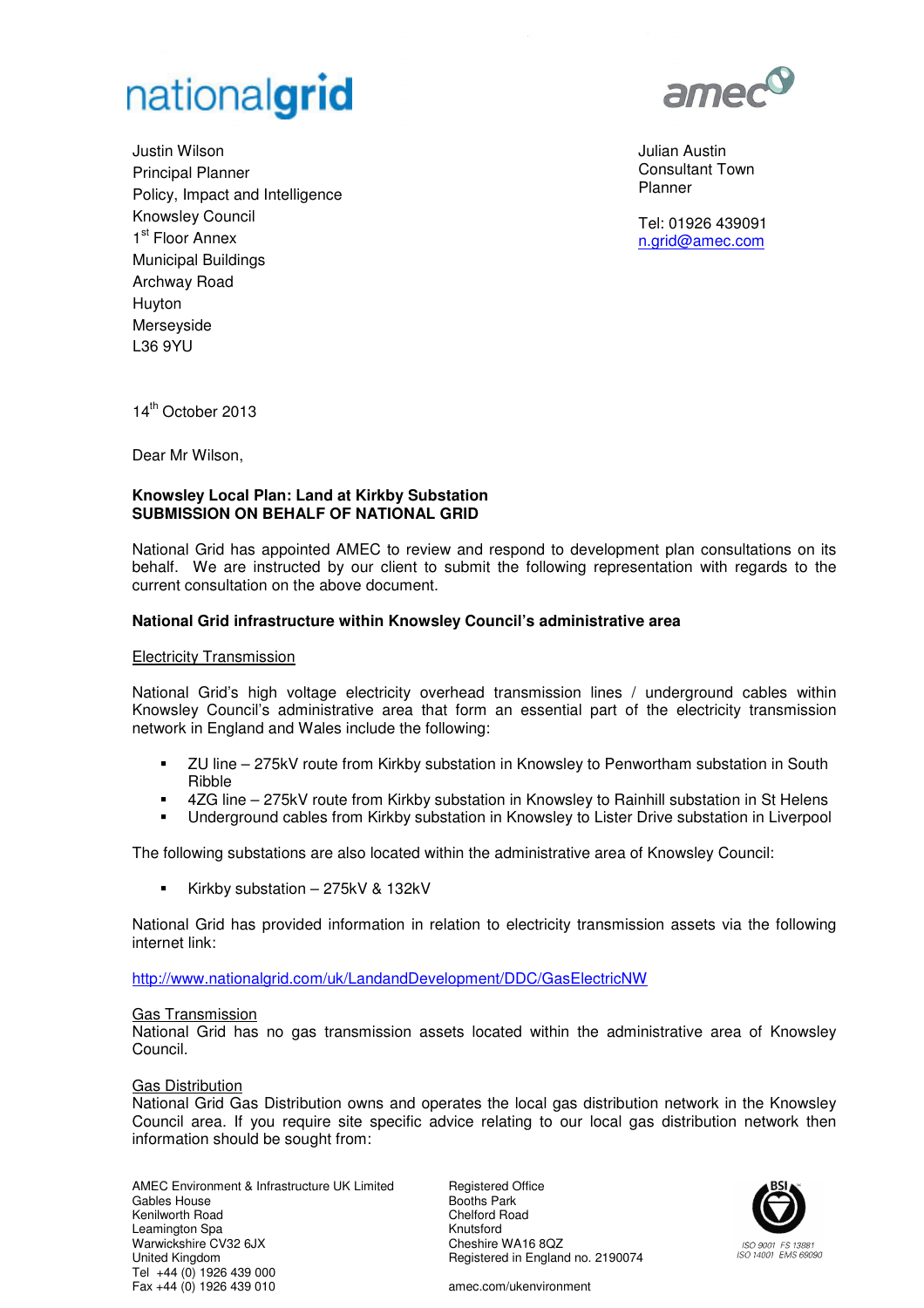nationalgrid

amec

Justin Wilson
Principal Planner
Policy, Impact and Intelligence
Knowsley Council
1st Floor Annex
Municipal Buildings
Archway Road
Huyton
Merseyside
L36 9YU

Julian Austin
Consultant Town Planner

Tel: 01926 439091
n.grid@amec.com

14th October 2013

Dear Mr Wilson,

**Knowsley Local Plan: Land at Kirkby Substation**
**SUBMISSION ON BEHALF OF NATIONAL GRID**

National Grid has appointed AMEC to review and respond to development plan consultations on its behalf. We are instructed by our client to submit the following representation with regards to the current consultation on the above document.

**National Grid infrastructure within Knowsley Council's administrative area**

Electricity Transmission

National Grid's high voltage electricity overhead transmission lines / underground cables within Knowsley Council's administrative area that form an essential part of the electricity transmission network in England and Wales include the following:

- ZU line – 275kV route from Kirkby substation in Knowsley to Penwortham substation in South Ribble
- 4ZG line – 275kV route from Kirkby substation in Knowsley to Rainhill substation in St Helens
- Underground cables from Kirkby substation in Knowsley to Lister Drive substation in Liverpool

The following substations are also located within the administrative area of Knowsley Council:

- Kirkby substation – 275kV & 132kV

National Grid has provided information in relation to electricity transmission assets via the following internet link:

http://www.nationalgrid.com/uk/LandandDevelopment/DDC/GasElectricNW

Gas Transmission

National Grid has no gas transmission assets located within the administrative area of Knowsley Council.

Gas Distribution

National Grid Gas Distribution owns and operates the local gas distribution network in the Knowsley Council area. If you require site specific advice relating to our local gas distribution network then information should be sought from:

AMEC Environment & Infrastructure UK Limited
Gables House
Kenilworth Road
Leamington Spa
Warwickshire CV32 6JX
United Kingdom
Tel +44 (0) 1926 439 000
Fax +44 (0) 1926 439 010

Registered Office
Booths Park
Chelford Road
Knutsford
Cheshire WA16 8QZ
Registered in England no. 2190074

amec.com/ukenvironment

ISO 9001 FS 13881
ISO 14001 EMS 69090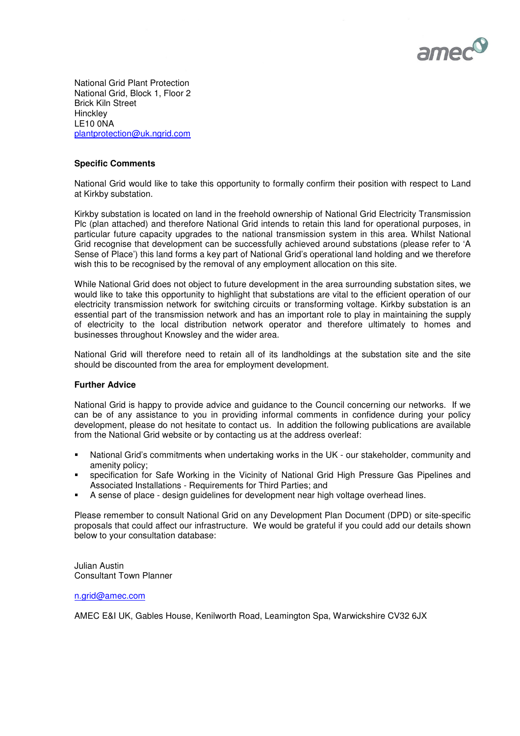National Grid Plant Protection
National Grid, Block 1, Floor 2
Brick Kiln Street
Hinckley
LE10 0NA
plantprotection@uk.ngrid.com

**Specific Comments**

National Grid would like to take this opportunity to formally confirm their position with respect to Land at Kirkby substation.

Kirkby substation is located on land in the freehold ownership of National Grid Electricity Transmission Plc (plan attached) and therefore National Grid intends to retain this land for operational purposes, in particular future capacity upgrades to the national transmission system in this area. Whilst National Grid recognise that development can be successfully achieved around substations (please refer to 'A Sense of Place') this land forms a key part of National Grid's operational land holding and we therefore wish this to be recognised by the removal of any employment allocation on this site.

While National Grid does not object to future development in the area surrounding substation sites, we would like to take this opportunity to highlight that substations are vital to the efficient operation of our electricity transmission network for switching circuits or transforming voltage. Kirkby substation is an essential part of the transmission network and has an important role to play in maintaining the supply of electricity to the local distribution network operator and therefore ultimately to homes and businesses throughout Knowsley and the wider area.

National Grid will therefore need to retain all of its landholdings at the substation site and the site should be discounted from the area for employment development.

**Further Advice**

National Grid is happy to provide advice and guidance to the Council concerning our networks. If we can be of any assistance to you in providing informal comments in confidence during your policy development, please do not hesitate to contact us. In addition the following publications are available from the National Grid website or by contacting us at the address overleaf:

- National Grid's commitments when undertaking works in the UK - our stakeholder, community and amenity policy;
- specification for Safe Working in the Vicinity of National Grid High Pressure Gas Pipelines and Associated Installations - Requirements for Third Parties; and
- A sense of place - design guidelines for development near high voltage overhead lines.

Please remember to consult National Grid on any Development Plan Document (DPD) or site-specific proposals that could affect our infrastructure. We would be grateful if you could add our details shown below to your consultation database:

Julian Austin
Consultant Town Planner

n.grid@amec.com

AMEC E&I UK, Gables House, Kenilworth Road, Leamington Spa, Warwickshire CV32 6JX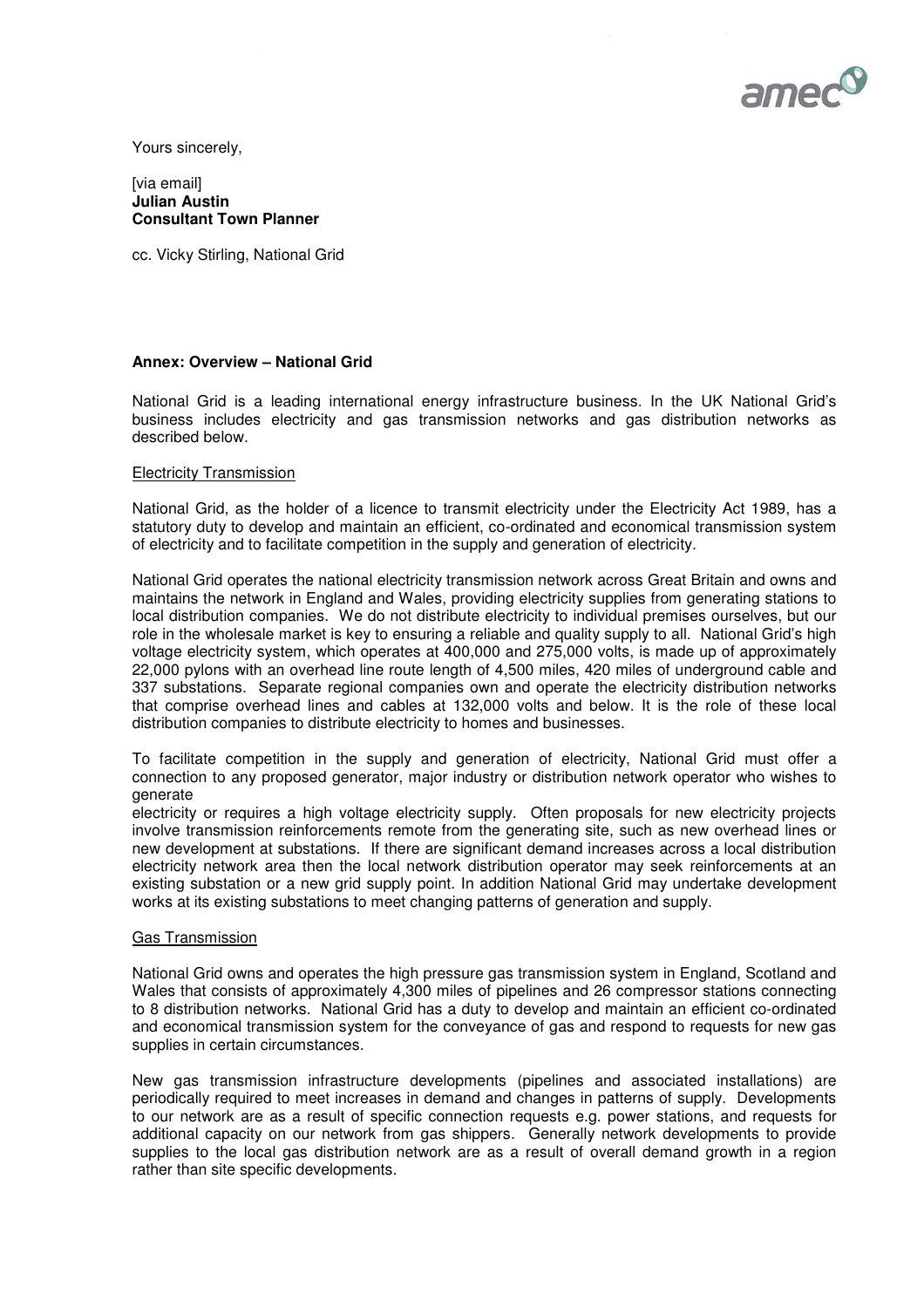Yours sincerely,

[via email]
**Julian Austin**
**Consultant Town Planner**

cc. Vicky Stirling, National Grid

**Annex: Overview – National Grid**

National Grid is a leading international energy infrastructure business. In the UK National Grid's business includes electricity and gas transmission networks and gas distribution networks as described below.

Electricity Transmission

National Grid, as the holder of a licence to transmit electricity under the Electricity Act 1989, has a statutory duty to develop and maintain an efficient, co-ordinated and economical transmission system of electricity and to facilitate competition in the supply and generation of electricity.

National Grid operates the national electricity transmission network across Great Britain and owns and maintains the network in England and Wales, providing electricity supplies from generating stations to local distribution companies. We do not distribute electricity to individual premises ourselves, but our role in the wholesale market is key to ensuring a reliable and quality supply to all. National Grid's high voltage electricity system, which operates at 400,000 and 275,000 volts, is made up of approximately 22,000 pylons with an overhead line route length of 4,500 miles, 420 miles of underground cable and 337 substations. Separate regional companies own and operate the electricity distribution networks that comprise overhead lines and cables at 132,000 volts and below. It is the role of these local distribution companies to distribute electricity to homes and businesses.

To facilitate competition in the supply and generation of electricity, National Grid must offer a connection to any proposed generator, major industry or distribution network operator who wishes to generate
electricity or requires a high voltage electricity supply. Often proposals for new electricity projects involve transmission reinforcements remote from the generating site, such as new overhead lines or new development at substations. If there are significant demand increases across a local distribution electricity network area then the local network distribution operator may seek reinforcements at an existing substation or a new grid supply point. In addition National Grid may undertake development works at its existing substations to meet changing patterns of generation and supply.

Gas Transmission

National Grid owns and operates the high pressure gas transmission system in England, Scotland and Wales that consists of approximately 4,300 miles of pipelines and 26 compressor stations connecting to 8 distribution networks. National Grid has a duty to develop and maintain an efficient co-ordinated and economical transmission system for the conveyance of gas and respond to requests for new gas supplies in certain circumstances.

New gas transmission infrastructure developments (pipelines and associated installations) are periodically required to meet increases in demand and changes in patterns of supply. Developments to our network are as a result of specific connection requests e.g. power stations, and requests for additional capacity on our network from gas shippers. Generally network developments to provide supplies to the local gas distribution network are as a result of overall demand growth in a region rather than site specific developments.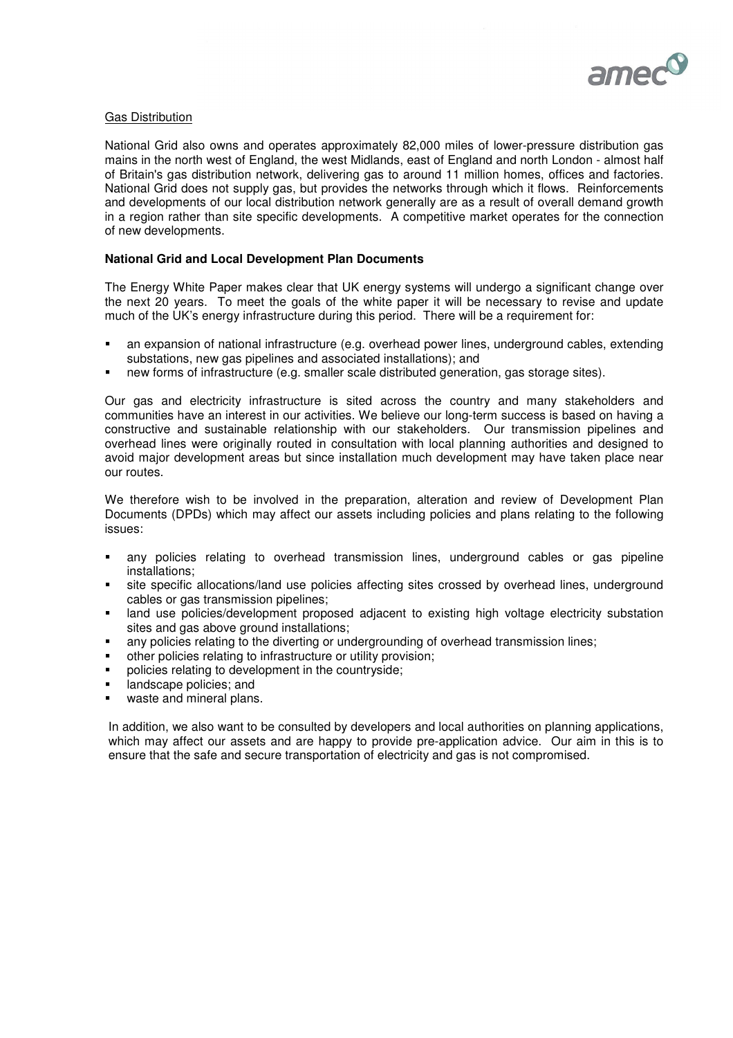Gas Distribution

National Grid also owns and operates approximately 82,000 miles of lower-pressure distribution gas mains in the north west of England, the west Midlands, east of England and north London - almost half of Britain's gas distribution network, delivering gas to around 11 million homes, offices and factories. National Grid does not supply gas, but provides the networks through which it flows. Reinforcements and developments of our local distribution network generally are as a result of overall demand growth in a region rather than site specific developments. A competitive market operates for the connection of new developments.

**National Grid and Local Development Plan Documents**

The Energy White Paper makes clear that UK energy systems will undergo a significant change over the next 20 years. To meet the goals of the white paper it will be necessary to revise and update much of the UK's energy infrastructure during this period. There will be a requirement for:

- an expansion of national infrastructure (e.g. overhead power lines, underground cables, extending substations, new gas pipelines and associated installations); and
- new forms of infrastructure (e.g. smaller scale distributed generation, gas storage sites).

Our gas and electricity infrastructure is sited across the country and many stakeholders and communities have an interest in our activities. We believe our long-term success is based on having a constructive and sustainable relationship with our stakeholders. Our transmission pipelines and overhead lines were originally routed in consultation with local planning authorities and designed to avoid major development areas but since installation much development may have taken place near our routes.

We therefore wish to be involved in the preparation, alteration and review of Development Plan Documents (DPDs) which may affect our assets including policies and plans relating to the following issues:

- any policies relating to overhead transmission lines, underground cables or gas pipeline installations;
- site specific allocations/land use policies affecting sites crossed by overhead lines, underground cables or gas transmission pipelines;
- land use policies/development proposed adjacent to existing high voltage electricity substation sites and gas above ground installations;
- any policies relating to the diverting or undergrounding of overhead transmission lines;
- other policies relating to infrastructure or utility provision;
- policies relating to development in the countryside;
- landscape policies; and
- waste and mineral plans.

In addition, we also want to be consulted by developers and local authorities on planning applications, which may affect our assets and are happy to provide pre-application advice. Our aim in this is to ensure that the safe and secure transportation of electricity and gas is not compromised.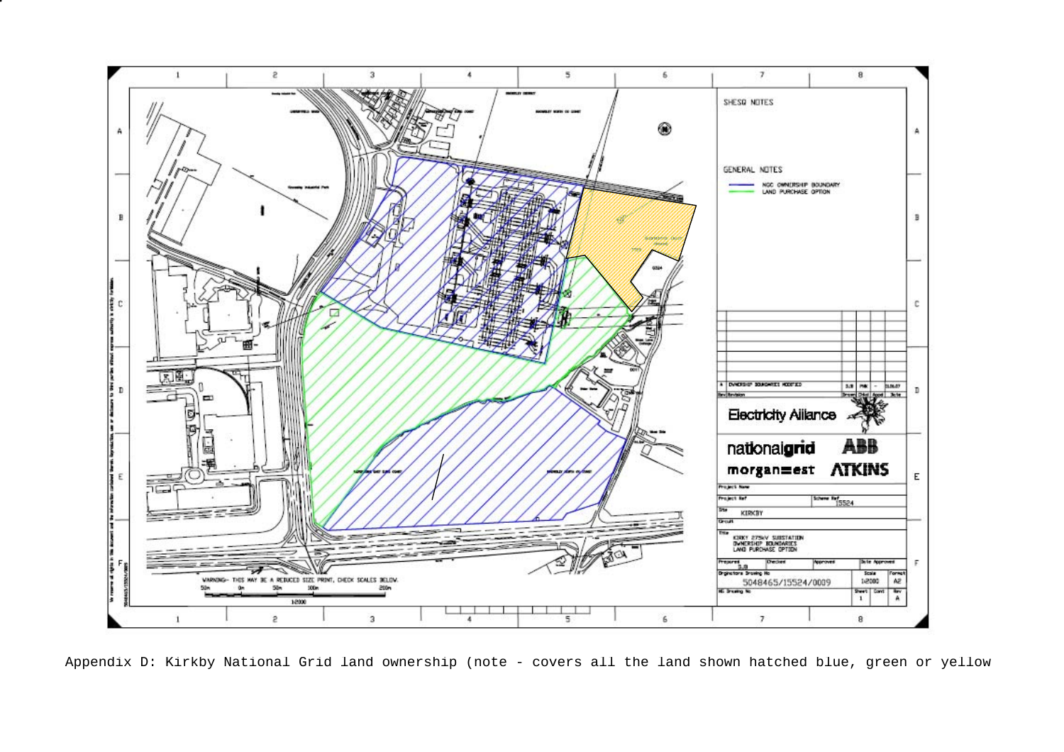SHESQ NOTES

GENERAL NOTES

NGC OWNERSHIP BOUNDARY
LAND PURCHASE OPTION

WARNING- THIS MAY BE A REDUCED SIZE PRINT, CHECK SCALES BELOW.

50m 0m 50m 100m 200m

1:2000

| | | | | |
|---|---|---|---|---|
| A | OWNERSHIP BOUNDARIES MODIFIED | S.B | PNB | - |
| Rev | Revision | Drawn | Chkd | Appd | Date |

Electricity Alliance

nationalgrid ABB

morgan est ATKINS

Project Name

Project Ref

Scheme Ref 15524

Site KIRKBY

Circuit

Title KIRKY 275kV SUBSTATION OWNERSHIP BOUNDARIES LAND PURCHASE OPTION

Prepared S.B | Checked | Approved | Date Approved

Originators Drawing No 5048465/15524/0009 | Scale 1:2000 | Format A2

NG Drawing No | Sheet 1 | Cont | Rev A

Appendix D: Kirkby National Grid land ownership (note - covers all the land shown hatched blue, green or yellow